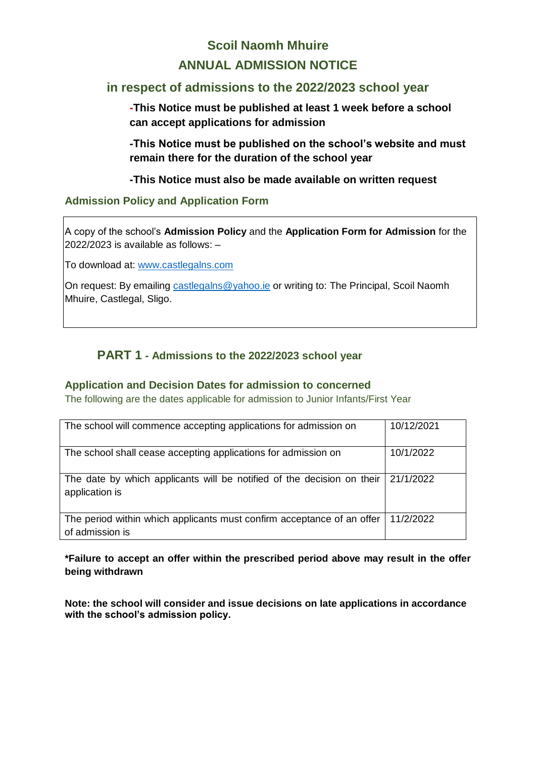# Scoil Naomh Mhuire

# ANNUAL ADMISSION NOTICE

## in respect of admissions to the 2022/2023 school year

**-This Notice must be published at least 1 week before a school can accept applications for admission**

**-This Notice must be published on the school's website and must remain there for the duration of the school year**

**-This Notice must also be made available on written request**

### Admission Policy and Application Form

A copy of the school's **Admission Policy** and the **Application Form for Admission** for the 2022/2023 is available as follows: –

To download at: www.castlegalns.com

On request: By emailing castlegalns@yahoo.ie or writing to: The Principal, Scoil Naomh Mhuire, Castlegal, Sligo.

## PART 1 - Admissions to the 2022/2023 school year

### Application and Decision Dates for admission to concerned

The following are the dates applicable for admission to Junior Infants/First Year

| | |
|---|---|
| The school will commence accepting applications for admission on | 10/12/2021 |
| The school shall cease accepting applications for admission on | 10/1/2022 |
| The date by which applicants will be notified of the decision on their application is | 21/1/2022 |
| The period within which applicants must confirm acceptance of an offer of admission is | 11/2/2022 |

**\*Failure to accept an offer within the prescribed period above may result in the offer being withdrawn**

**Note: the school will consider and issue decisions on late applications in accordance with the school's admission policy.**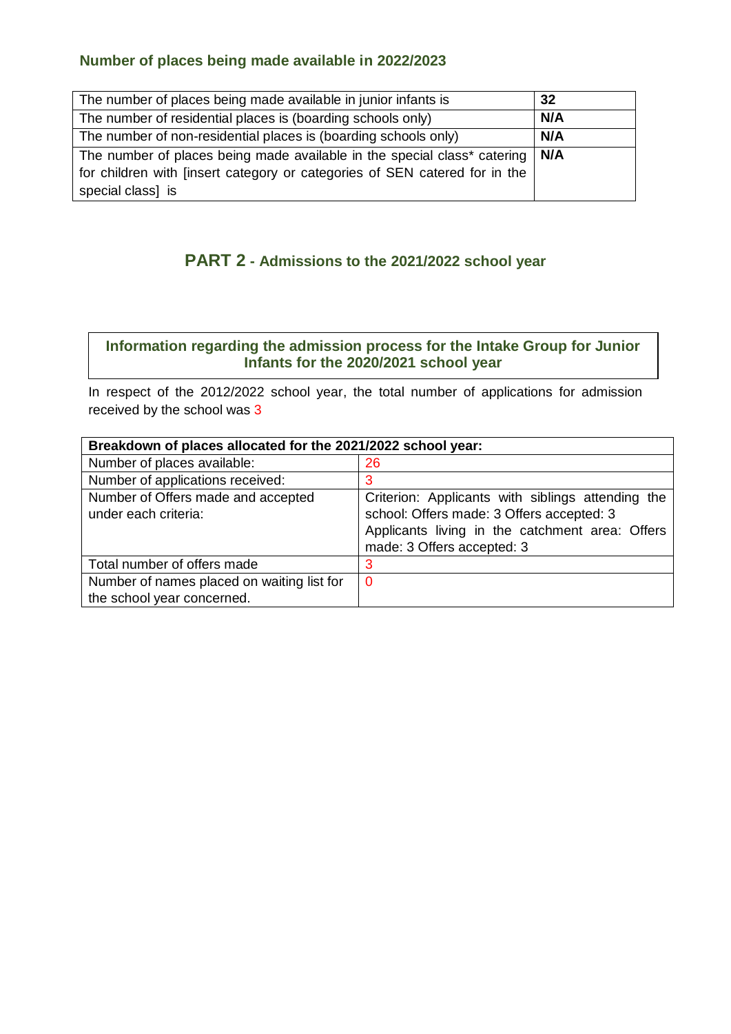### Number of places being made available in 2022/2023

| | |
|---|---|
| The number of places being made available in junior infants is | **32** |
| The number of residential places is (boarding schools only) | **N/A** |
| The number of non-residential places is (boarding schools only) | **N/A** |
| The number of places being made available in the special class* catering for children with [insert category or categories of SEN catered for in the special class] is | **N/A** |

## PART 2 - Admissions to the 2021/2022 school year

### Information regarding the admission process for the Intake Group for Junior Infants for the 2020/2021 school year

In respect of the 2012/2022 school year, the total number of applications for admission received by the school was 3

| **Breakdown of places allocated for the 2021/2022 school year:** | |
|---|---|
| Number of places available: | 26 |
| Number of applications received: | 3 |
| Number of Offers made and accepted under each criteria: | Criterion: Applicants with siblings attending the school: Offers made: 3 Offers accepted: 3<br>Applicants living in the catchment area: Offers made: 3 Offers accepted: 3 |
| Total number of offers made | 3 |
| Number of names placed on waiting list for the school year concerned. | 0 |